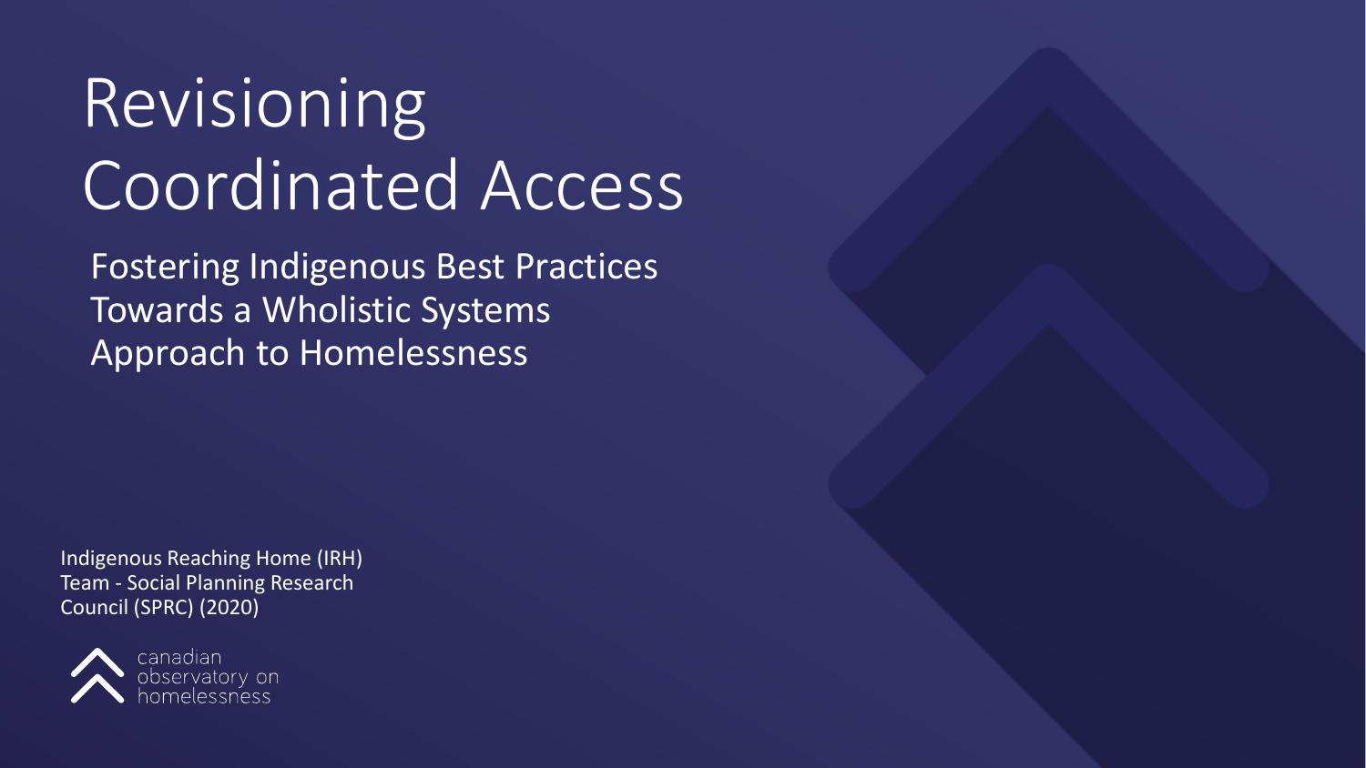# Revisioning Coordinated Access

## Fostering Indigenous Best Practices Towards a Wholistic Systems Approach to Homelessness

Indigenous Reaching Home (IRH) Team - Social Planning Research Council (SPRC) (2020)

canadian observatory on homelessness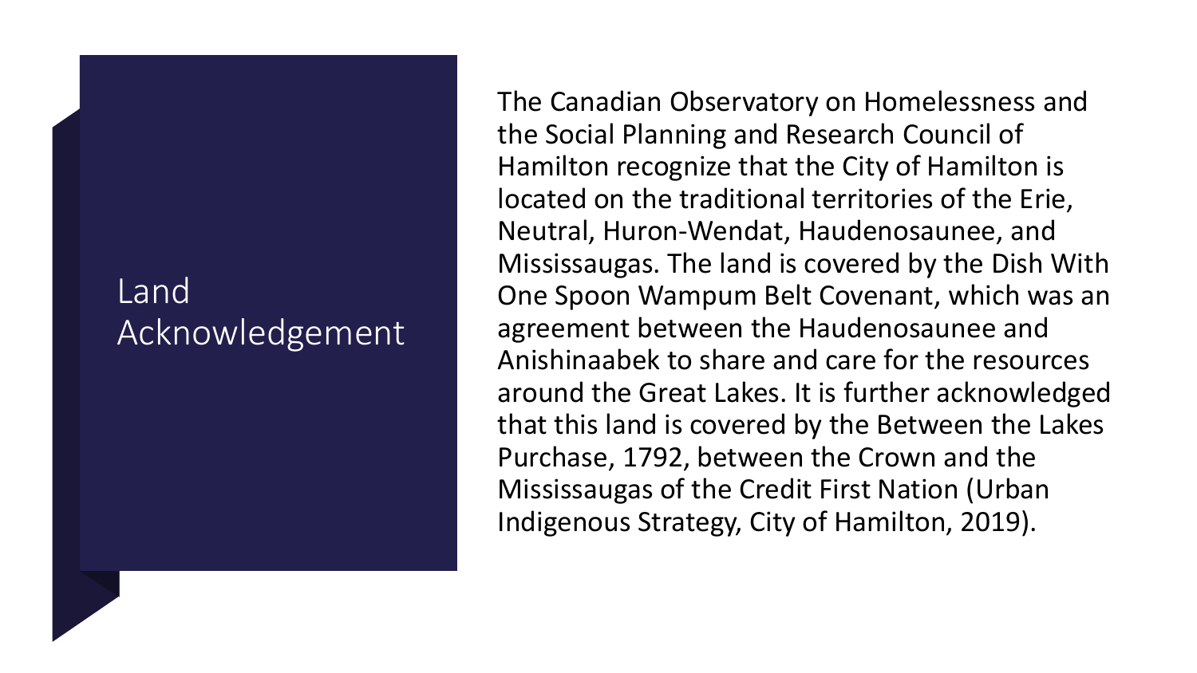# Land Acknowledgement

The Canadian Observatory on Homelessness and the Social Planning and Research Council of Hamilton recognize that the City of Hamilton is located on the traditional territories of the Erie, Neutral, Huron-Wendat, Haudenosaunee, and Mississaugas. The land is covered by the Dish With One Spoon Wampum Belt Covenant, which was an agreement between the Haudenosaunee and Anishinaabek to share and care for the resources around the Great Lakes. It is further acknowledged that this land is covered by the Between the Lakes Purchase, 1792, between the Crown and the Mississaugas of the Credit First Nation (Urban Indigenous Strategy, City of Hamilton, 2019).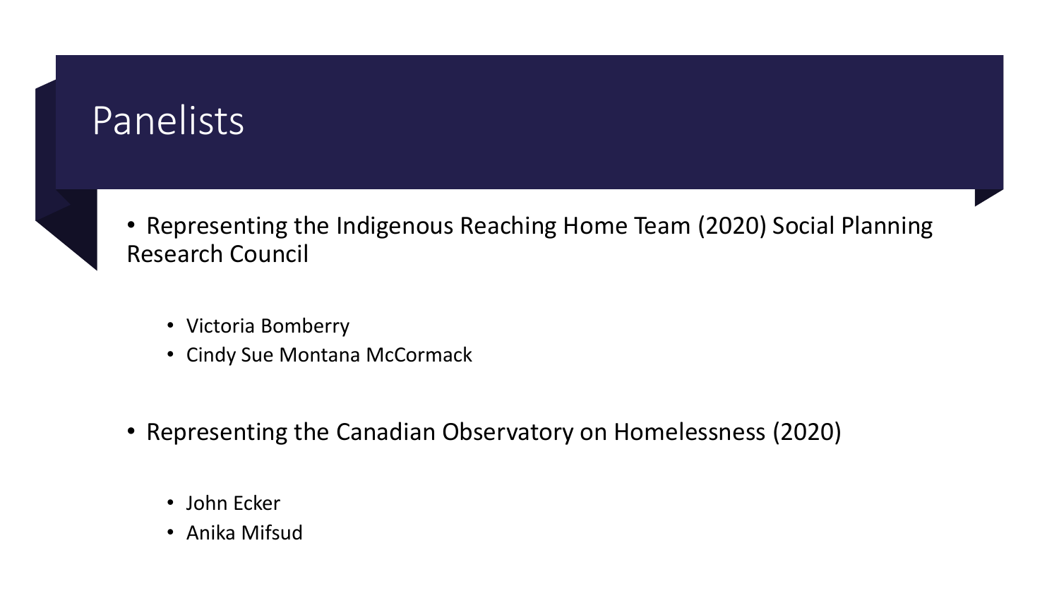# Panelists

- Representing the Indigenous Reaching Home Team (2020) Social Planning Research Council
  - Victoria Bomberry
  - Cindy Sue Montana McCormack
- Representing the Canadian Observatory on Homelessness (2020)
  - John Ecker
  - Anika Mifsud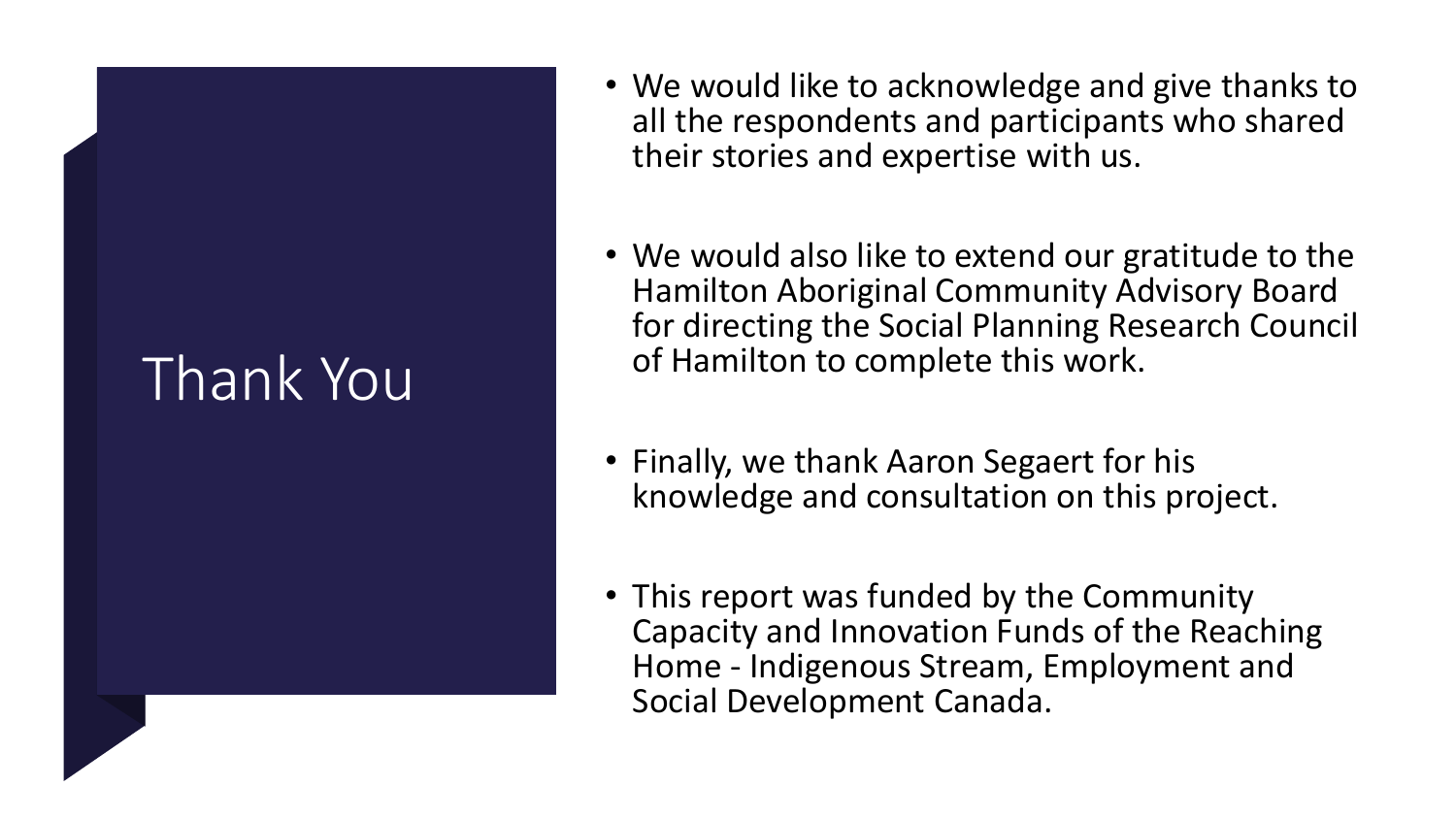# Thank You

- We would like to acknowledge and give thanks to all the respondents and participants who shared their stories and expertise with us.
- We would also like to extend our gratitude to the Hamilton Aboriginal Community Advisory Board for directing the Social Planning Research Council of Hamilton to complete this work.
- Finally, we thank Aaron Segaert for his knowledge and consultation on this project.
- This report was funded by the Community Capacity and Innovation Funds of the Reaching Home - Indigenous Stream, Employment and Social Development Canada.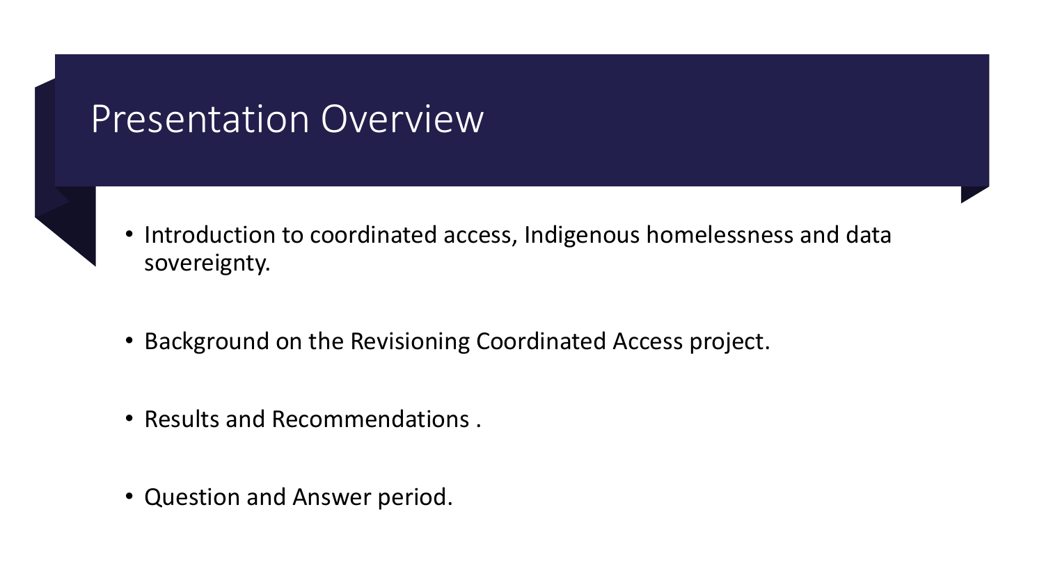# Presentation Overview

- Introduction to coordinated access, Indigenous homelessness and data sovereignty.
- Background on the Revisioning Coordinated Access project.
- Results and Recommendations .
- Question and Answer period.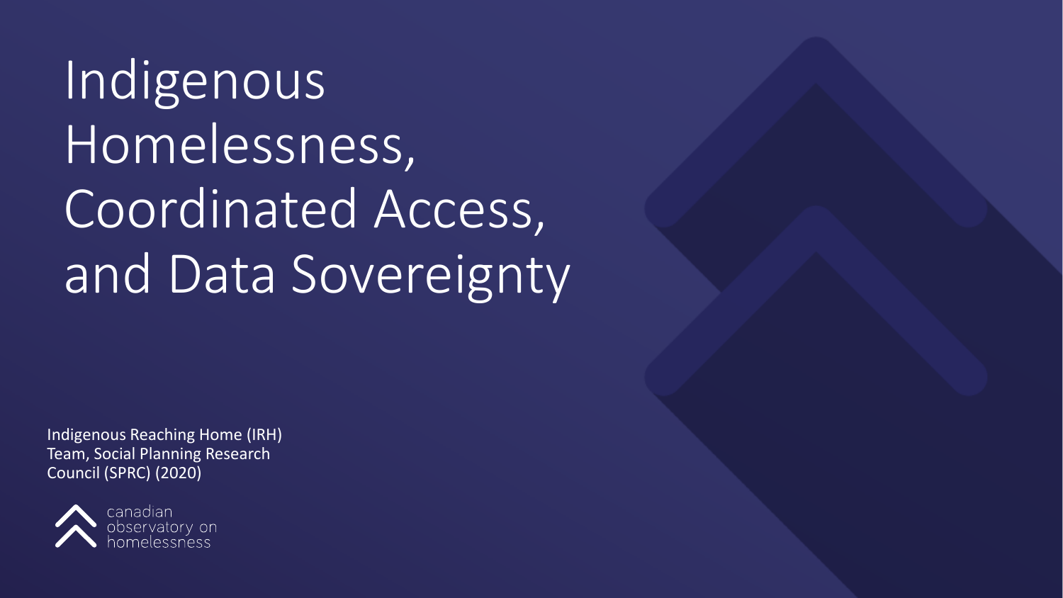# Indigenous Homelessness, Coordinated Access, and Data Sovereignty

Indigenous Reaching Home (IRH) Team, Social Planning Research Council (SPRC) (2020)

canadian observatory on homelessness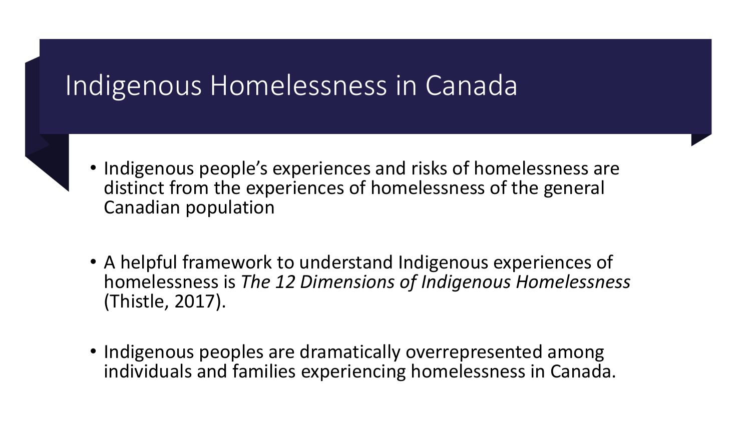# Indigenous Homelessness in Canada

- Indigenous people's experiences and risks of homelessness are distinct from the experiences of homelessness of the general Canadian population
- A helpful framework to understand Indigenous experiences of homelessness is *The 12 Dimensions of Indigenous Homelessness* (Thistle, 2017).
- Indigenous peoples are dramatically overrepresented among individuals and families experiencing homelessness in Canada.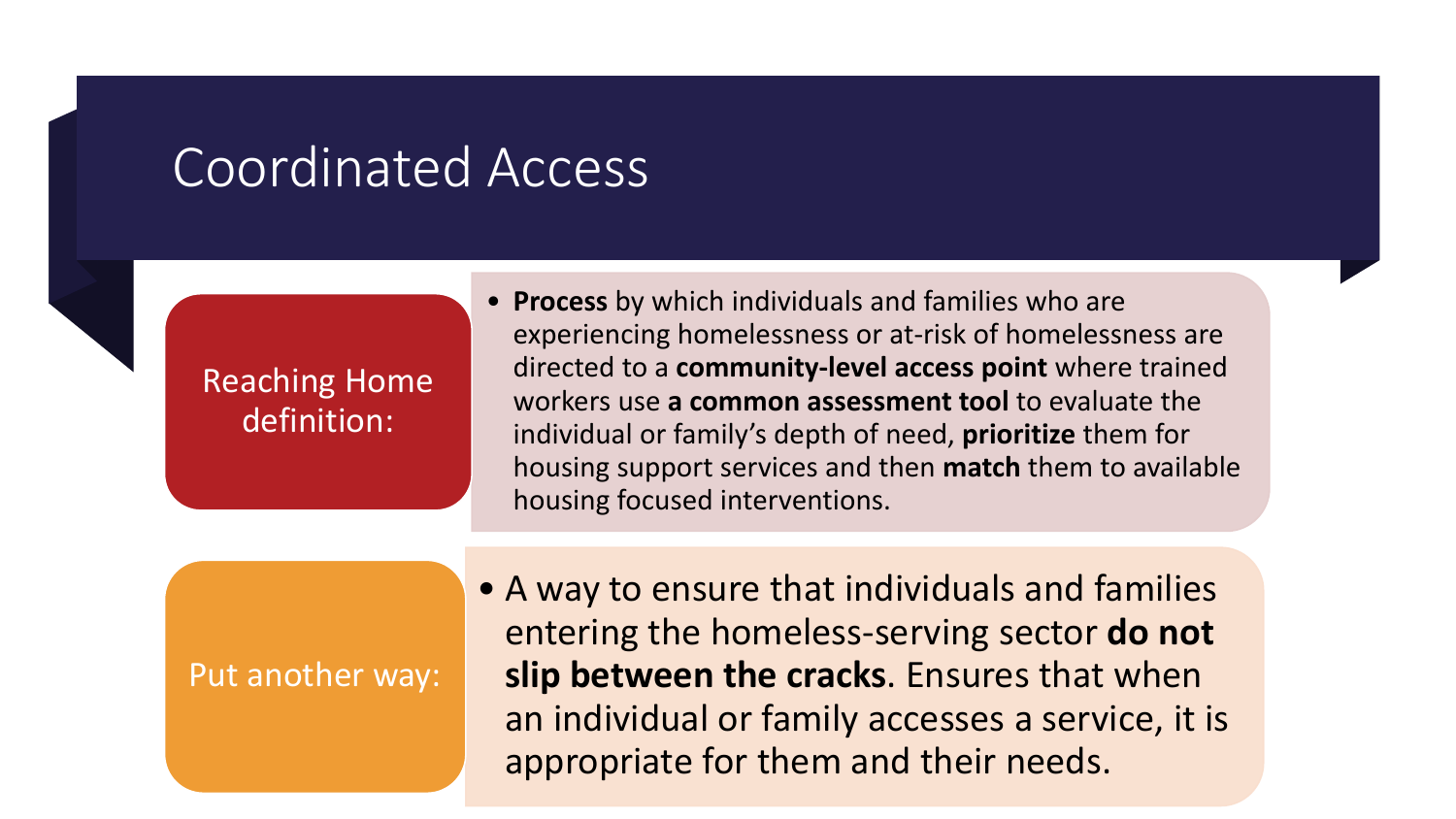# Coordinated Access

**Reaching Home definition:**

- **Process** by which individuals and families who are experiencing homelessness or at-risk of homelessness are directed to a **community-level access point** where trained workers use **a common assessment tool** to evaluate the individual or family's depth of need, **prioritize** them for housing support services and then **match** them to available housing focused interventions.

**Put another way:**

- A way to ensure that individuals and families entering the homeless-serving sector **do not slip between the cracks**. Ensures that when an individual or family accesses a service, it is appropriate for them and their needs.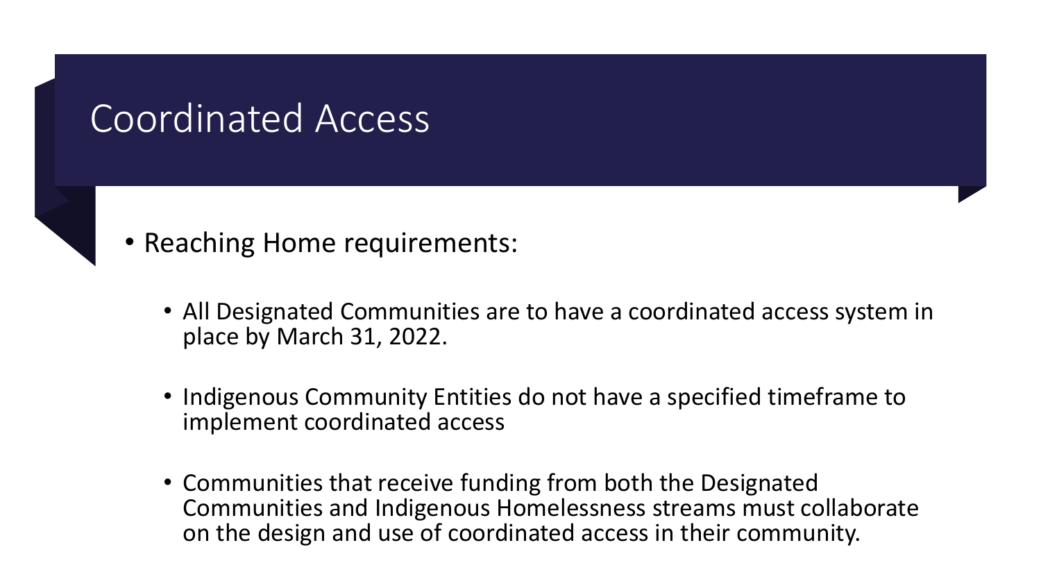# Coordinated Access

- Reaching Home requirements:
  - All Designated Communities are to have a coordinated access system in place by March 31, 2022.
  - Indigenous Community Entities do not have a specified timeframe to implement coordinated access
  - Communities that receive funding from both the Designated Communities and Indigenous Homelessness streams must collaborate on the design and use of coordinated access in their community.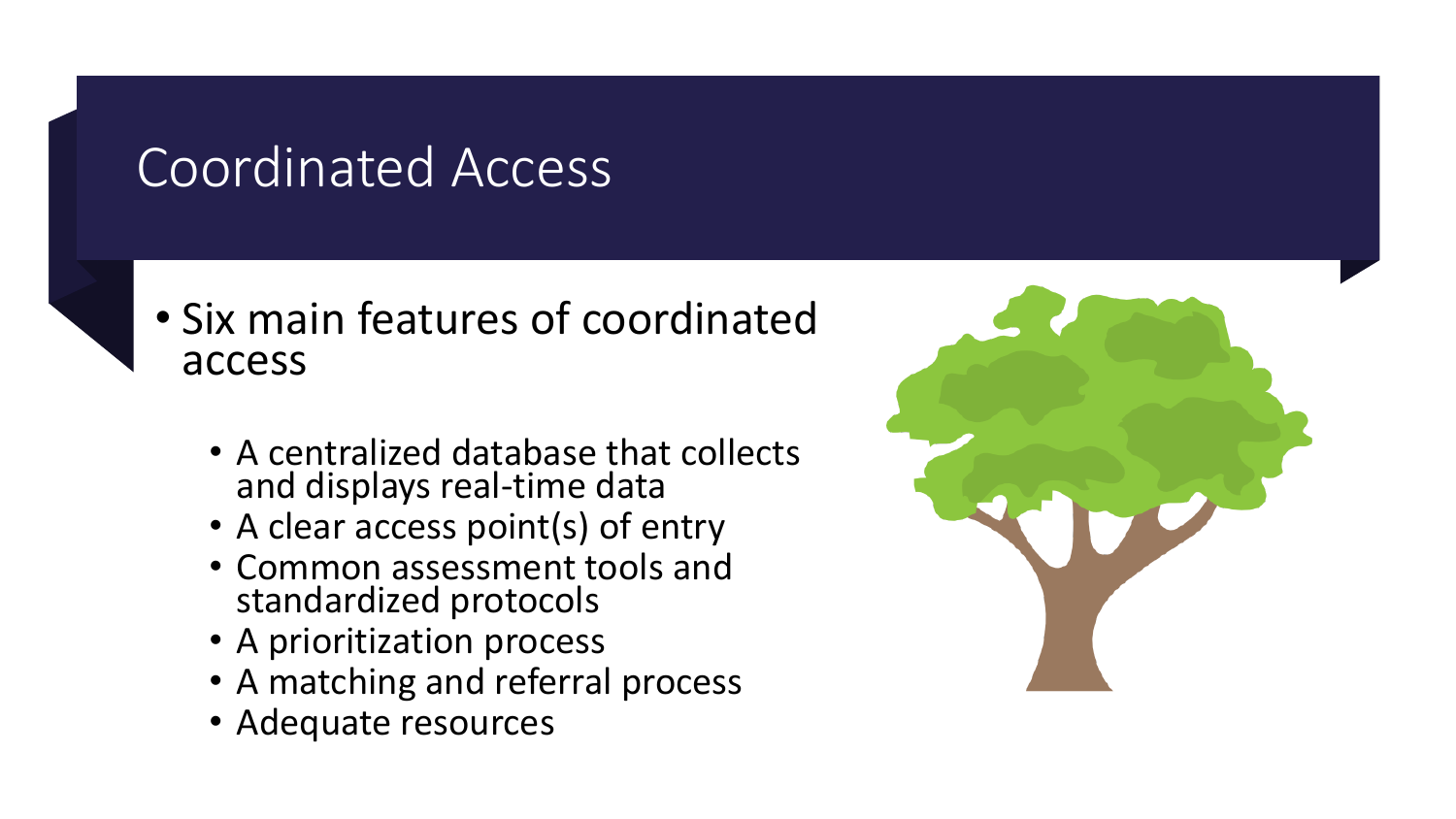# Coordinated Access

- Six main features of coordinated access
  - A centralized database that collects and displays real-time data
  - A clear access point(s) of entry
  - Common assessment tools and standardized protocols
  - A prioritization process
  - A matching and referral process
  - Adequate resources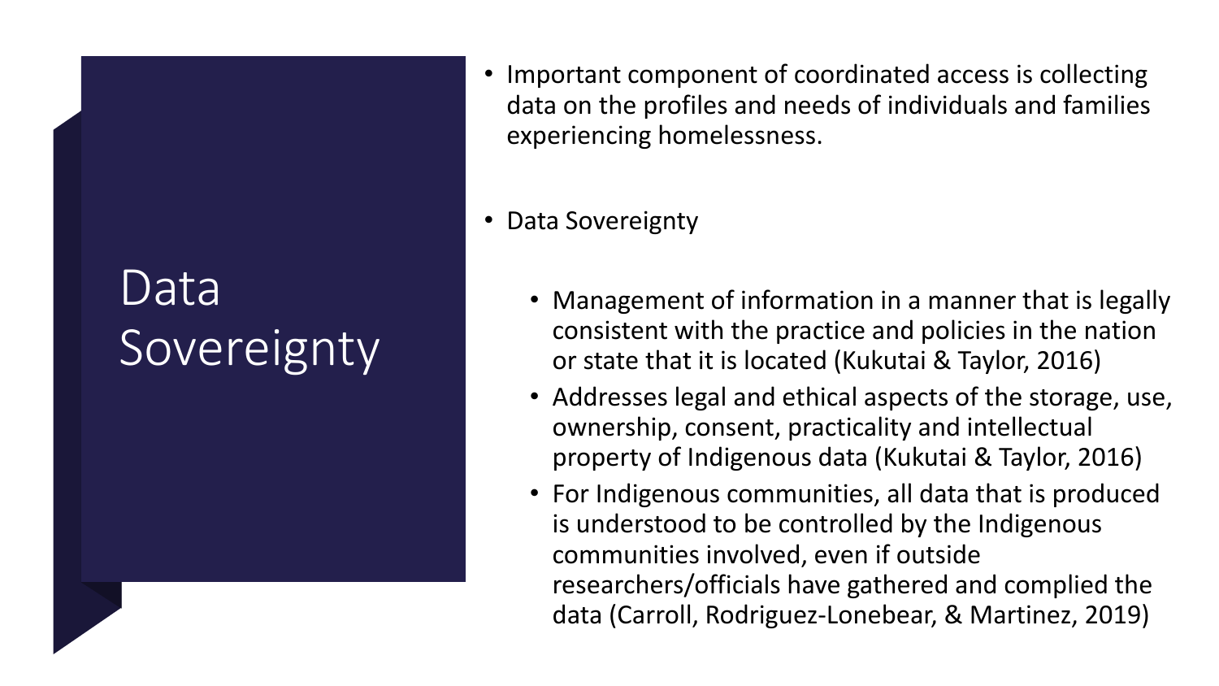# Data Sovereignty

- Important component of coordinated access is collecting data on the profiles and needs of individuals and families experiencing homelessness.
- Data Sovereignty
  - Management of information in a manner that is legally consistent with the practice and policies in the nation or state that it is located (Kukutai & Taylor, 2016)
  - Addresses legal and ethical aspects of the storage, use, ownership, consent, practicality and intellectual property of Indigenous data (Kukutai & Taylor, 2016)
  - For Indigenous communities, all data that is produced is understood to be controlled by the Indigenous communities involved, even if outside researchers/officials have gathered and complied the data (Carroll, Rodriguez-Lonebear, & Martinez, 2019)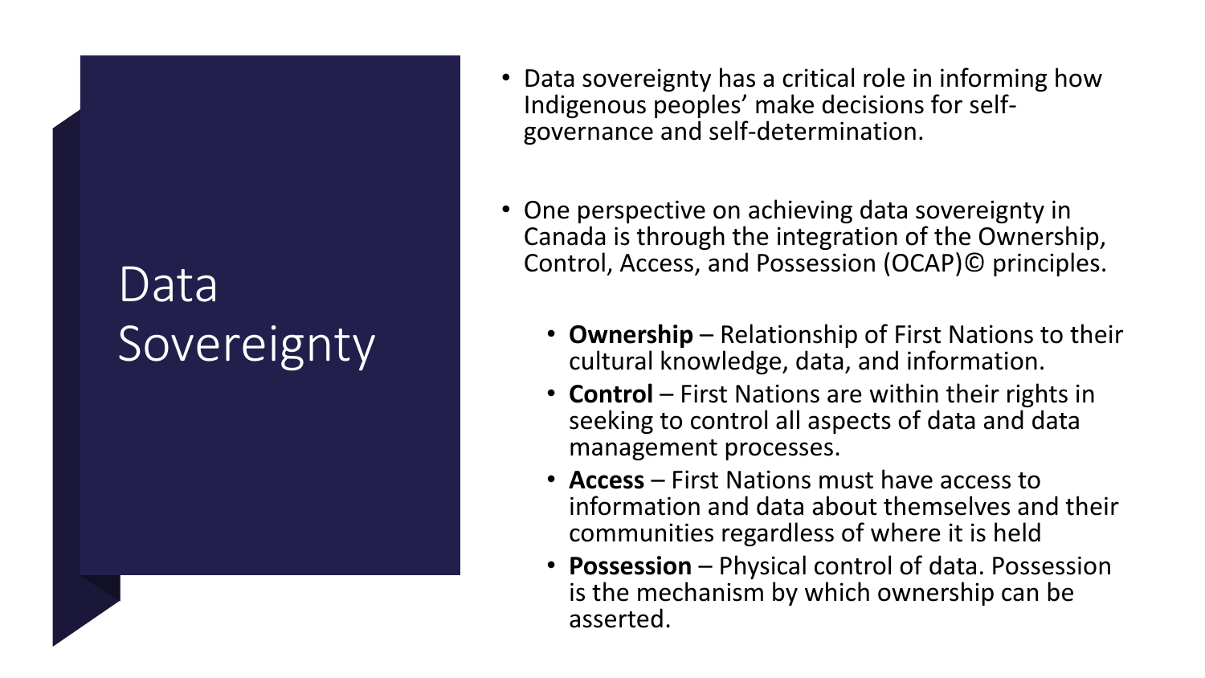# Data Sovereignty

- Data sovereignty has a critical role in informing how Indigenous peoples' make decisions for self-governance and self-determination.

- One perspective on achieving data sovereignty in Canada is through the integration of the Ownership, Control, Access, and Possession (OCAP)© principles.

  - **Ownership** – Relationship of First Nations to their cultural knowledge, data, and information.
  - **Control** – First Nations are within their rights in seeking to control all aspects of data and data management processes.
  - **Access** – First Nations must have access to information and data about themselves and their communities regardless of where it is held
  - **Possession** – Physical control of data. Possession is the mechanism by which ownership can be asserted.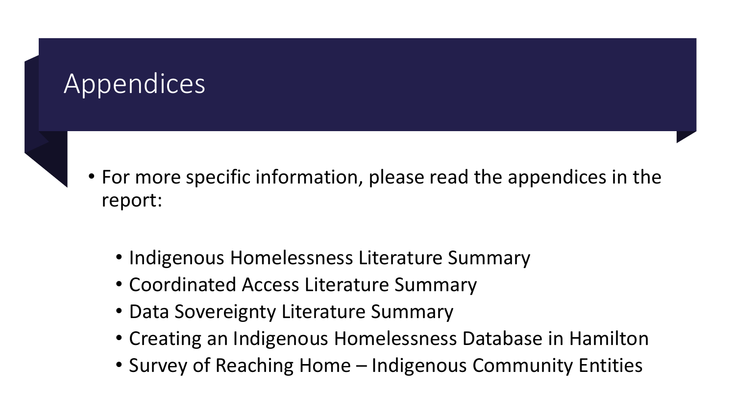# Appendices

- For more specific information, please read the appendices in the report:
  - Indigenous Homelessness Literature Summary
  - Coordinated Access Literature Summary
  - Data Sovereignty Literature Summary
  - Creating an Indigenous Homelessness Database in Hamilton
  - Survey of Reaching Home – Indigenous Community Entities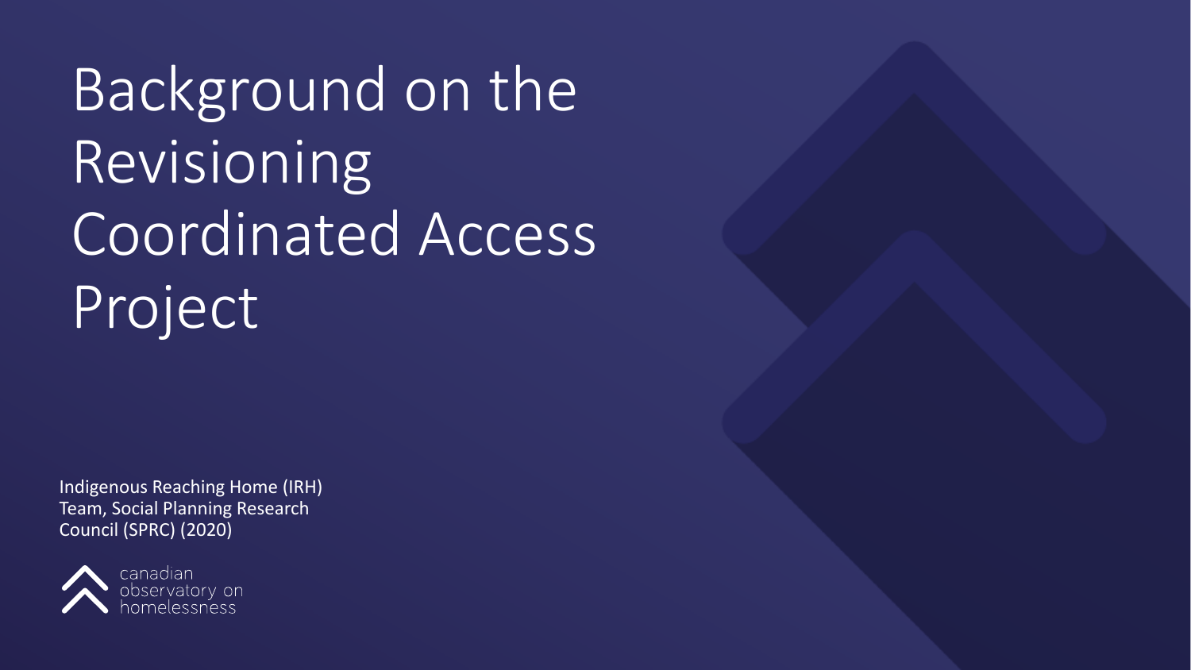# Background on the Revisioning Coordinated Access Project

Indigenous Reaching Home (IRH) Team, Social Planning Research Council (SPRC) (2020)

canadian observatory on homelessness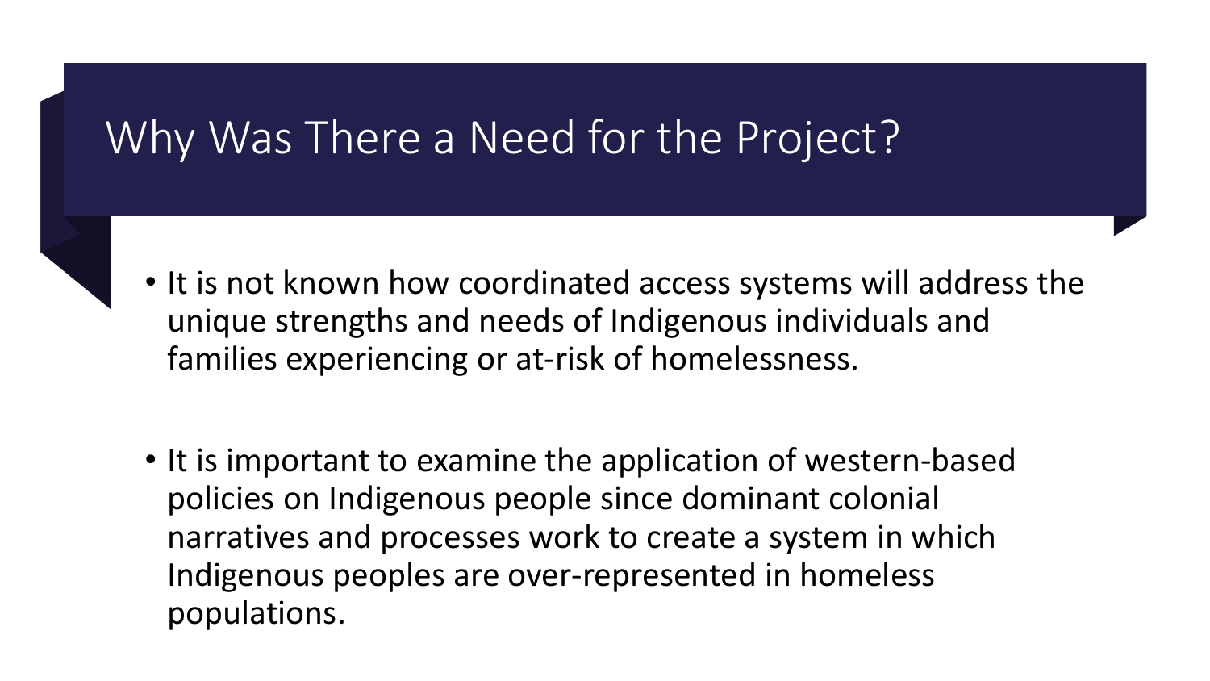# Why Was There a Need for the Project?

- It is not known how coordinated access systems will address the unique strengths and needs of Indigenous individuals and families experiencing or at-risk of homelessness.
- It is important to examine the application of western-based policies on Indigenous people since dominant colonial narratives and processes work to create a system in which Indigenous peoples are over-represented in homeless populations.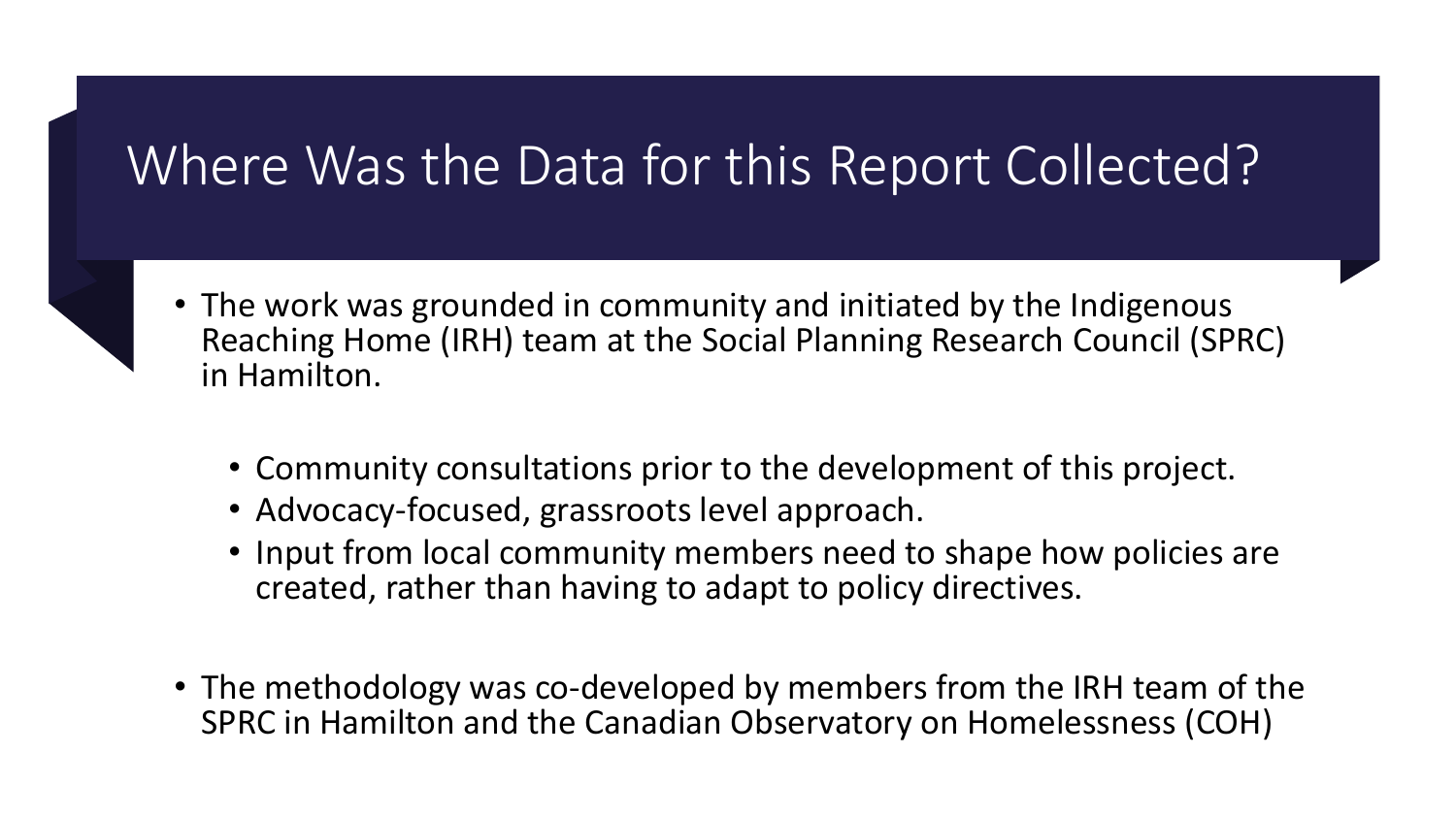# Where Was the Data for this Report Collected?

- The work was grounded in community and initiated by the Indigenous Reaching Home (IRH) team at the Social Planning Research Council (SPRC) in Hamilton.
  - Community consultations prior to the development of this project.
  - Advocacy-focused, grassroots level approach.
  - Input from local community members need to shape how policies are created, rather than having to adapt to policy directives.
- The methodology was co-developed by members from the IRH team of the SPRC in Hamilton and the Canadian Observatory on Homelessness (COH)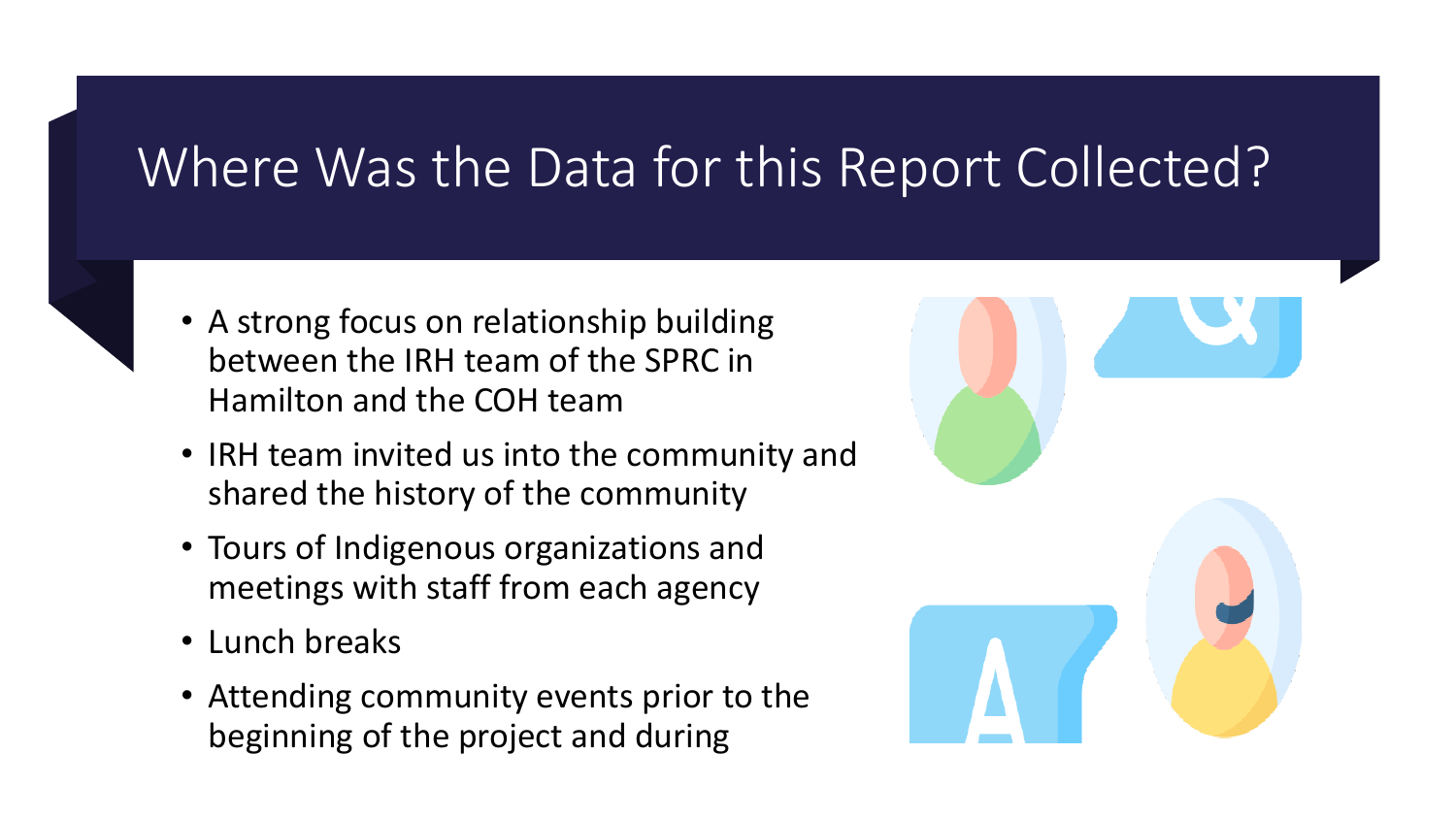# Where Was the Data for this Report Collected?

- A strong focus on relationship building between the IRH team of the SPRC in Hamilton and the COH team
- IRH team invited us into the community and shared the history of the community
- Tours of Indigenous organizations and meetings with staff from each agency
- Lunch breaks
- Attending community events prior to the beginning of the project and during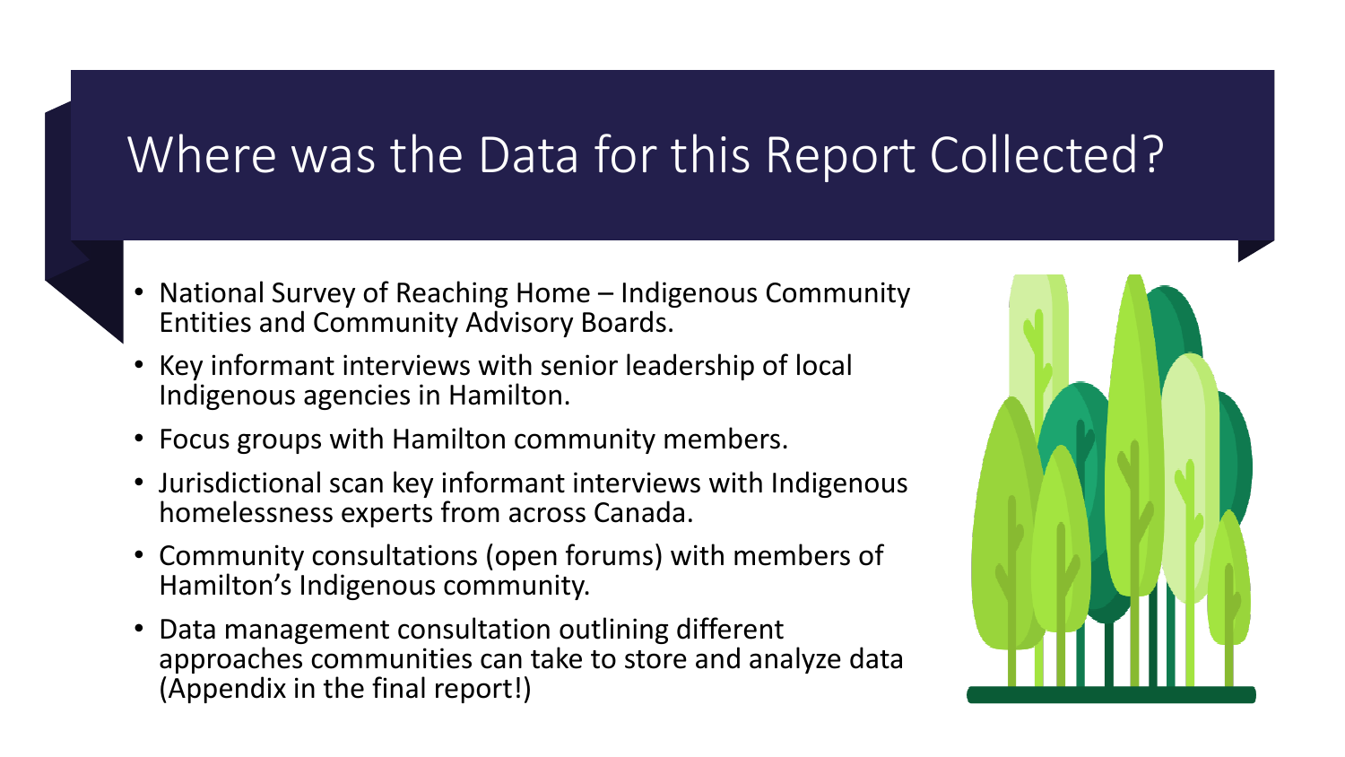# Where was the Data for this Report Collected?

- National Survey of Reaching Home – Indigenous Community Entities and Community Advisory Boards.
- Key informant interviews with senior leadership of local Indigenous agencies in Hamilton.
- Focus groups with Hamilton community members.
- Jurisdictional scan key informant interviews with Indigenous homelessness experts from across Canada.
- Community consultations (open forums) with members of Hamilton's Indigenous community.
- Data management consultation outlining different approaches communities can take to store and analyze data (Appendix in the final report!)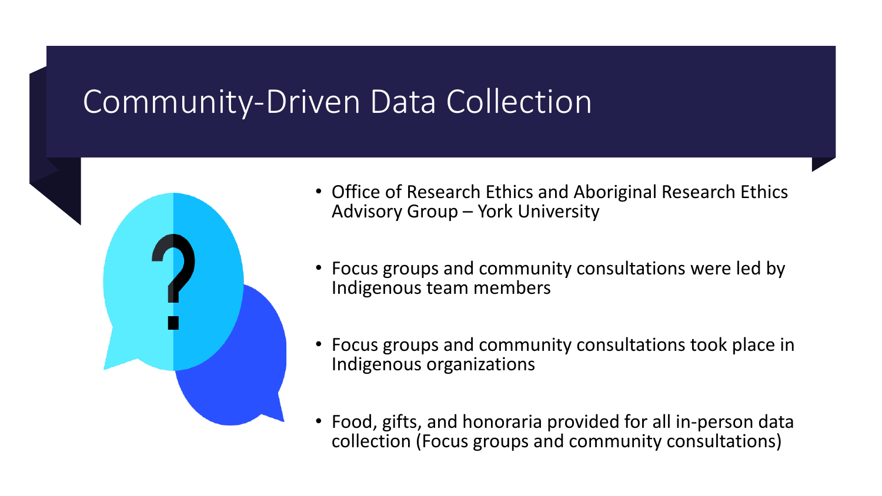# Community-Driven Data Collection

- Office of Research Ethics and Aboriginal Research Ethics Advisory Group – York University
- Focus groups and community consultations were led by Indigenous team members
- Focus groups and community consultations took place in Indigenous organizations
- Food, gifts, and honoraria provided for all in-person data collection (Focus groups and community consultations)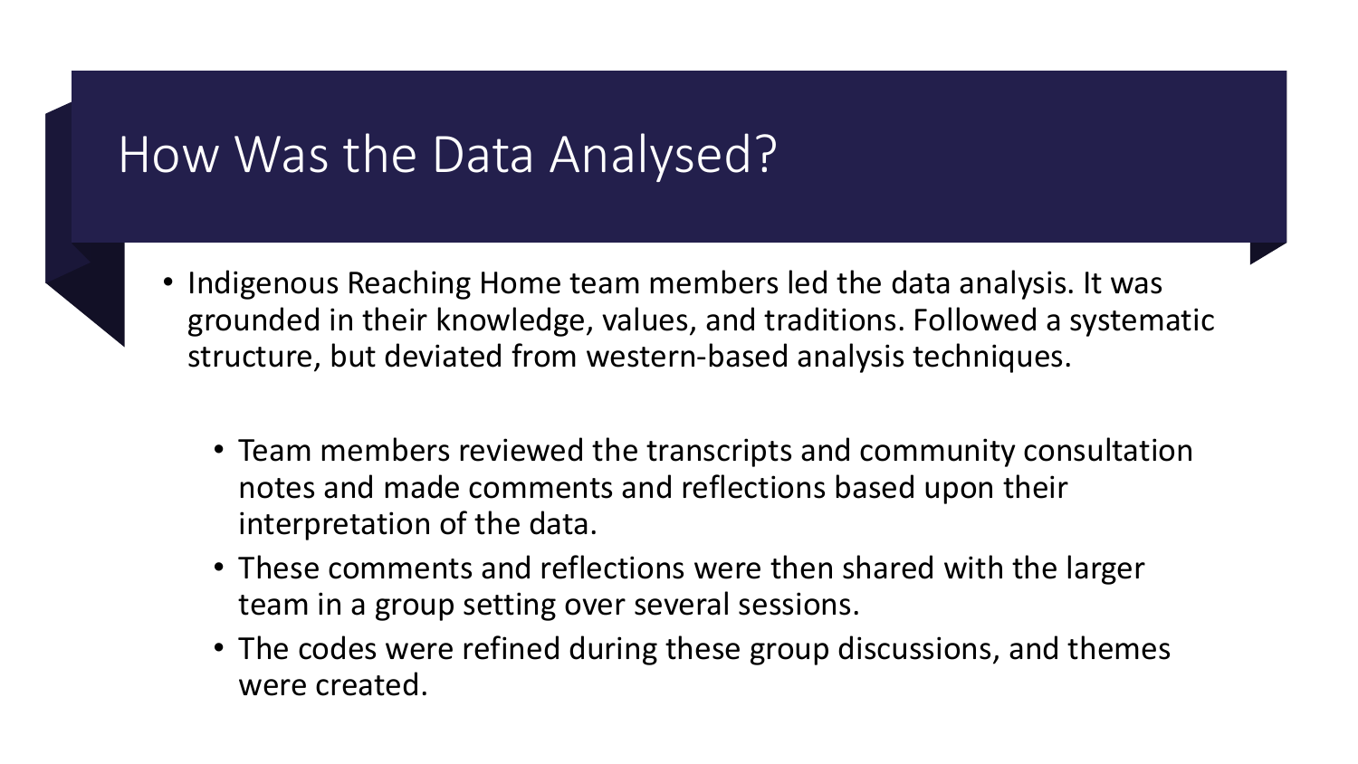# How Was the Data Analysed?

- Indigenous Reaching Home team members led the data analysis. It was grounded in their knowledge, values, and traditions. Followed a systematic structure, but deviated from western-based analysis techniques.
  - Team members reviewed the transcripts and community consultation notes and made comments and reflections based upon their interpretation of the data.
  - These comments and reflections were then shared with the larger team in a group setting over several sessions.
  - The codes were refined during these group discussions, and themes were created.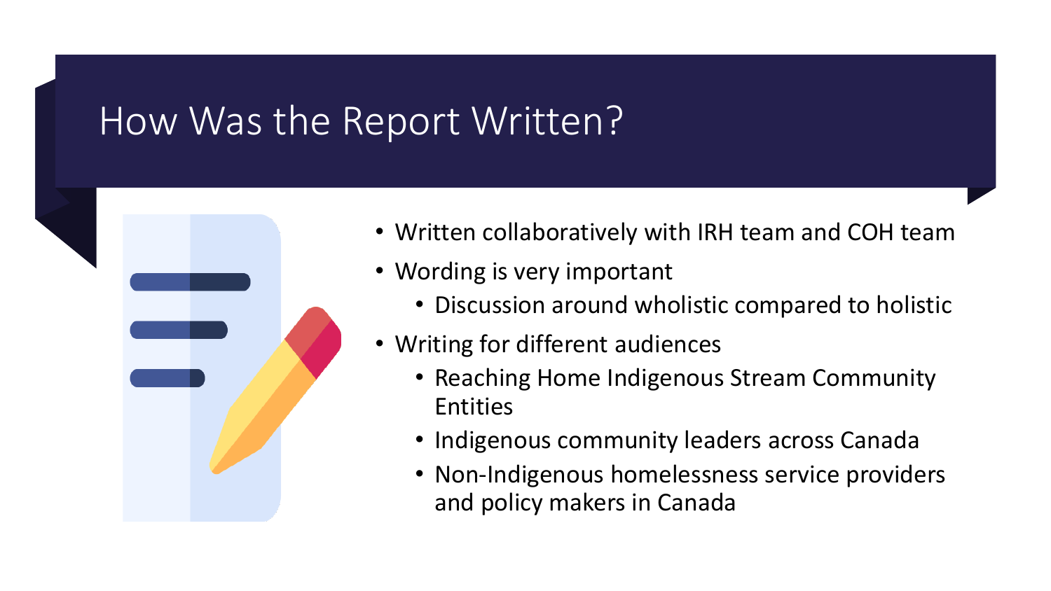# How Was the Report Written?

- Written collaboratively with IRH team and COH team
- Wording is very important
  - Discussion around wholistic compared to holistic
- Writing for different audiences
  - Reaching Home Indigenous Stream Community Entities
  - Indigenous community leaders across Canada
  - Non-Indigenous homelessness service providers and policy makers in Canada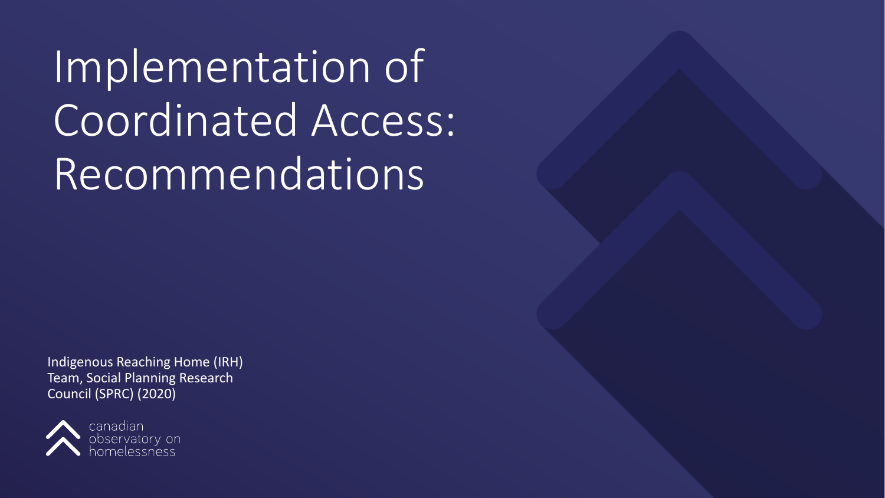# Implementation of Coordinated Access: Recommendations

Indigenous Reaching Home (IRH) Team, Social Planning Research Council (SPRC) (2020)

canadian observatory on homelessness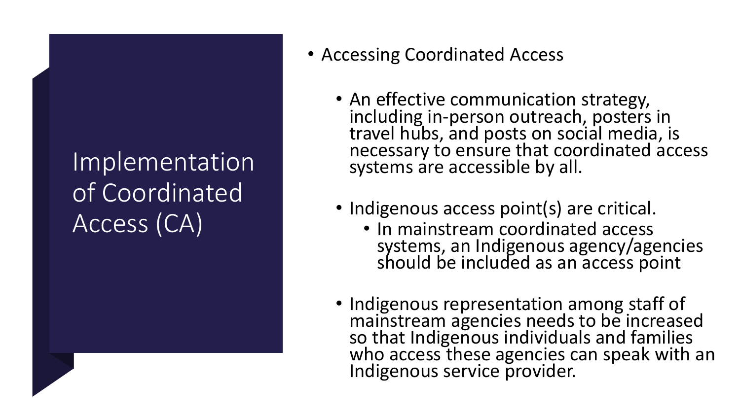# Implementation of Coordinated Access (CA)

- Accessing Coordinated Access
  - An effective communication strategy, including in-person outreach, posters in travel hubs, and posts on social media, is necessary to ensure that coordinated access systems are accessible by all.
  - Indigenous access point(s) are critical.
    - In mainstream coordinated access systems, an Indigenous agency/agencies should be included as an access point
  - Indigenous representation among staff of mainstream agencies needs to be increased so that Indigenous individuals and families who access these agencies can speak with an Indigenous service provider.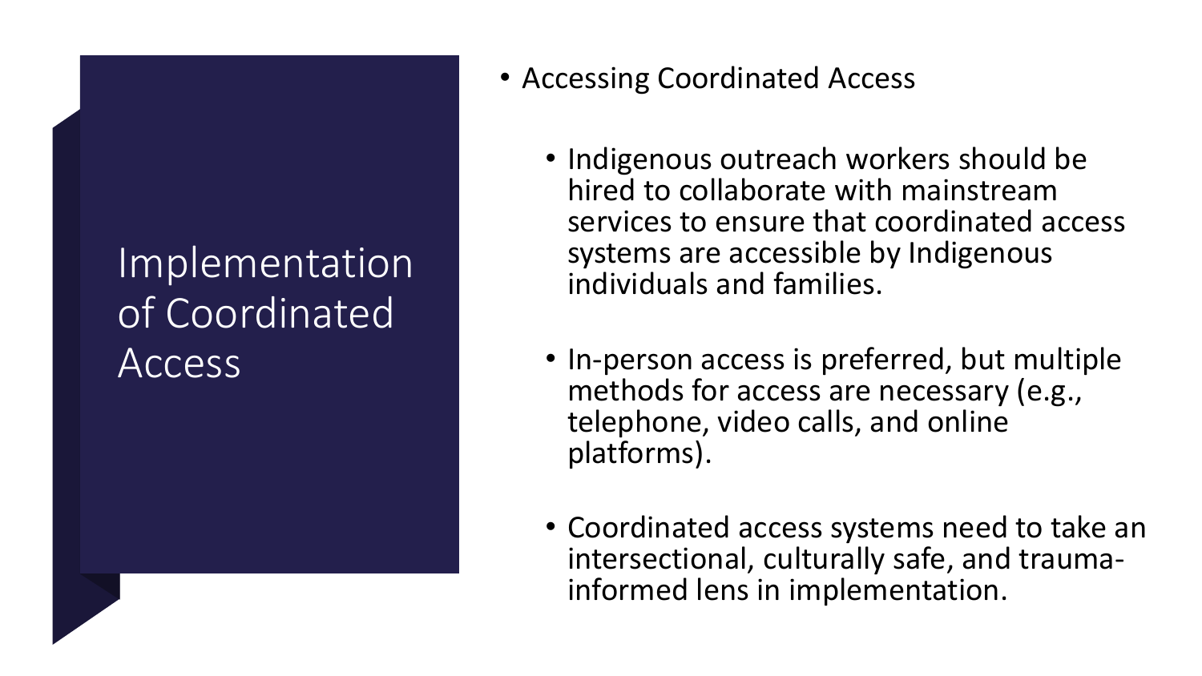# Implementation of Coordinated Access

- Accessing Coordinated Access
  - Indigenous outreach workers should be hired to collaborate with mainstream services to ensure that coordinated access systems are accessible by Indigenous individuals and families.
  - In-person access is preferred, but multiple methods for access are necessary (e.g., telephone, video calls, and online platforms).
  - Coordinated access systems need to take an intersectional, culturally safe, and trauma-informed lens in implementation.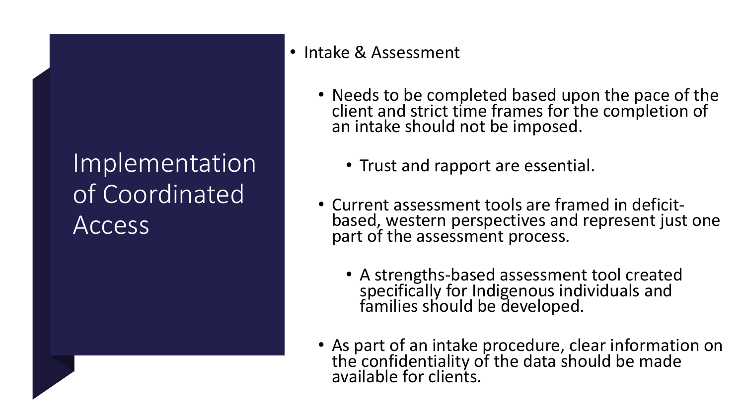# Implementation of Coordinated Access

- Intake & Assessment
  - Needs to be completed based upon the pace of the client and strict time frames for the completion of an intake should not be imposed.
    - Trust and rapport are essential.
  - Current assessment tools are framed in deficit-based, western perspectives and represent just one part of the assessment process.
    - A strengths-based assessment tool created specifically for Indigenous individuals and families should be developed.
  - As part of an intake procedure, clear information on the confidentiality of the data should be made available for clients.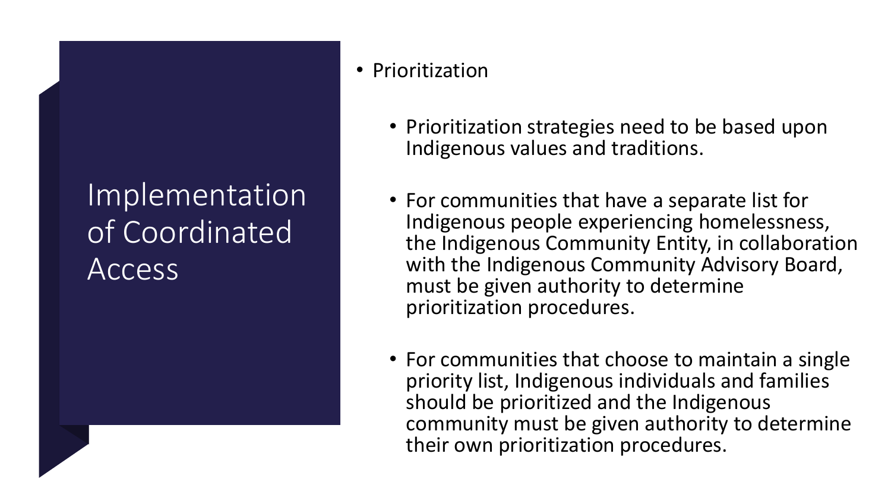# Implementation of Coordinated Access

- Prioritization
  - Prioritization strategies need to be based upon Indigenous values and traditions.
  - For communities that have a separate list for Indigenous people experiencing homelessness, the Indigenous Community Entity, in collaboration with the Indigenous Community Advisory Board, must be given authority to determine prioritization procedures.
  - For communities that choose to maintain a single priority list, Indigenous individuals and families should be prioritized and the Indigenous community must be given authority to determine their own prioritization procedures.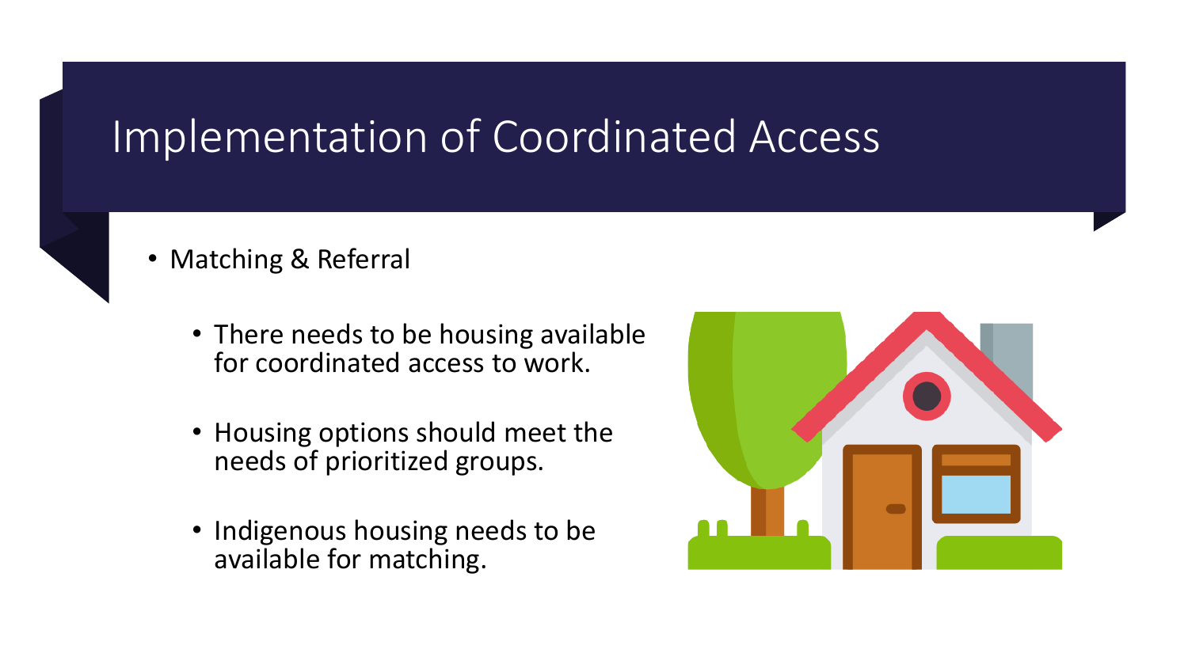# Implementation of Coordinated Access

- Matching & Referral
  - There needs to be housing available for coordinated access to work.
  - Housing options should meet the needs of prioritized groups.
  - Indigenous housing needs to be available for matching.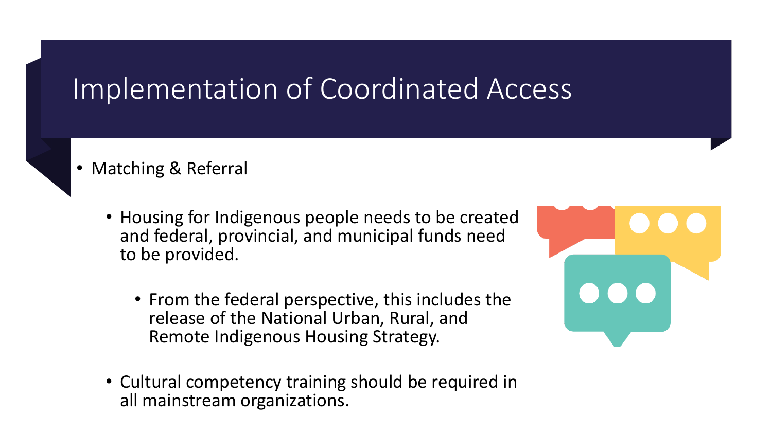# Implementation of Coordinated Access

- Matching & Referral
  - Housing for Indigenous people needs to be created and federal, provincial, and municipal funds need to be provided.
    - From the federal perspective, this includes the release of the National Urban, Rural, and Remote Indigenous Housing Strategy.
  - Cultural competency training should be required in all mainstream organizations.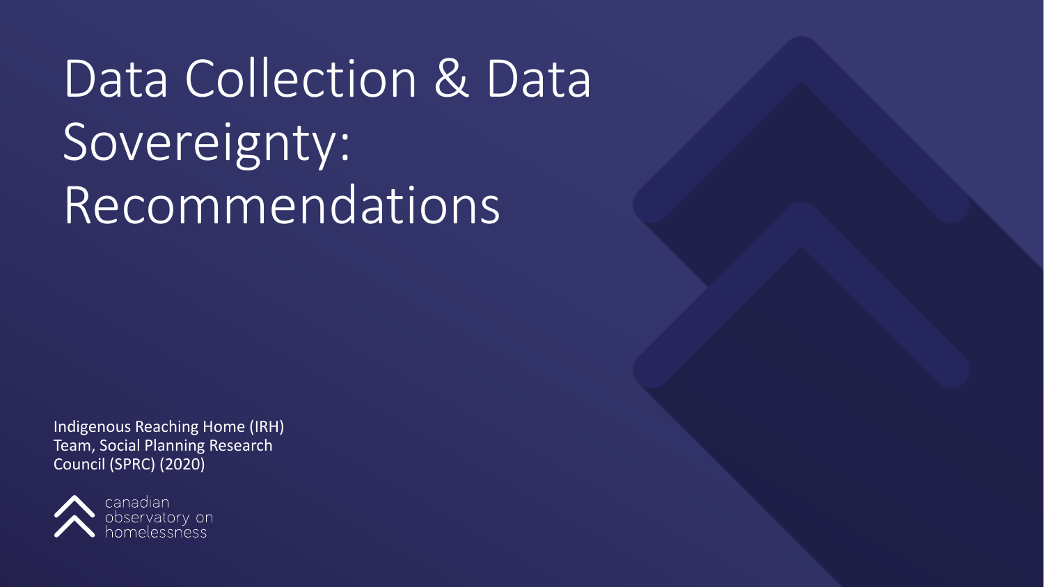# Data Collection & Data Sovereignty: Recommendations

Indigenous Reaching Home (IRH) Team, Social Planning Research Council (SPRC) (2020)

canadian observatory on homelessness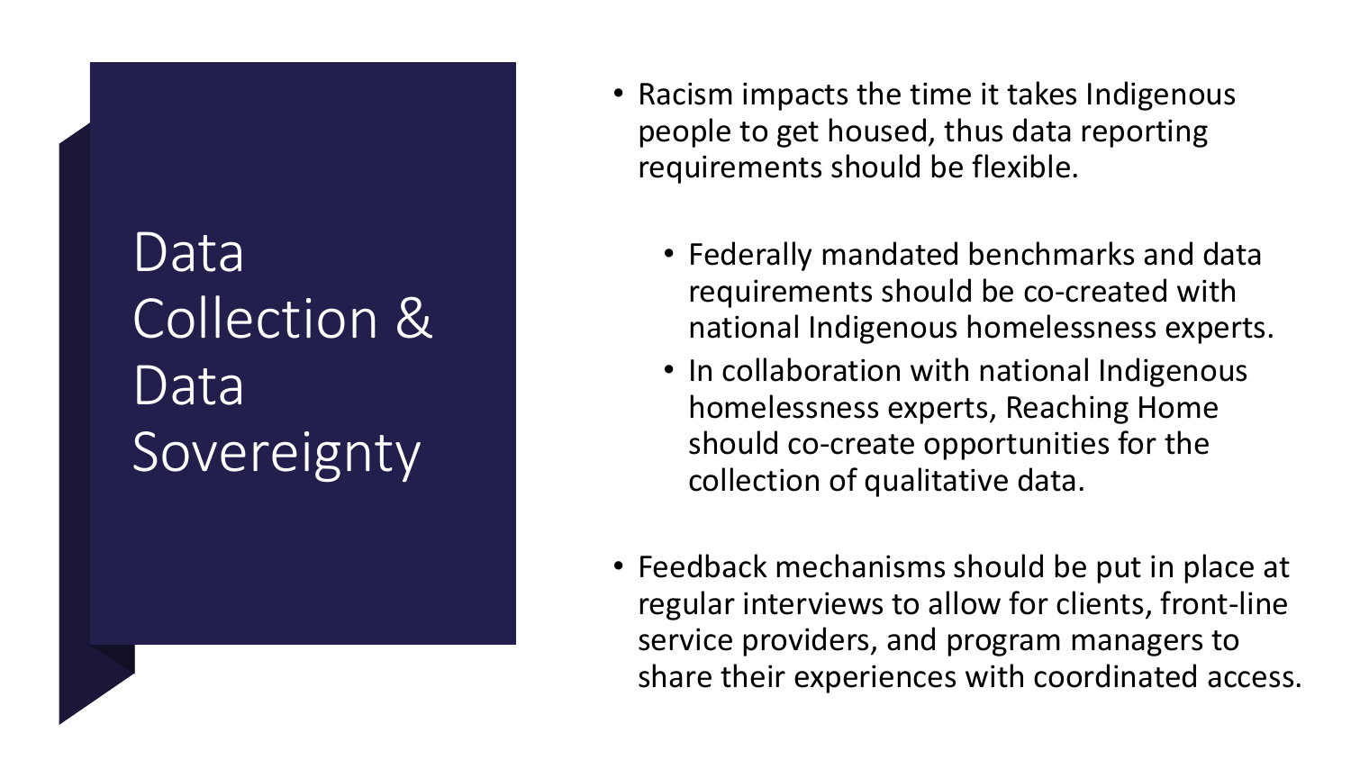# Data Collection & Data Sovereignty

- Racism impacts the time it takes Indigenous people to get housed, thus data reporting requirements should be flexible.
  - Federally mandated benchmarks and data requirements should be co-created with national Indigenous homelessness experts.
  - In collaboration with national Indigenous homelessness experts, Reaching Home should co-create opportunities for the collection of qualitative data.
- Feedback mechanisms should be put in place at regular interviews to allow for clients, front-line service providers, and program managers to share their experiences with coordinated access.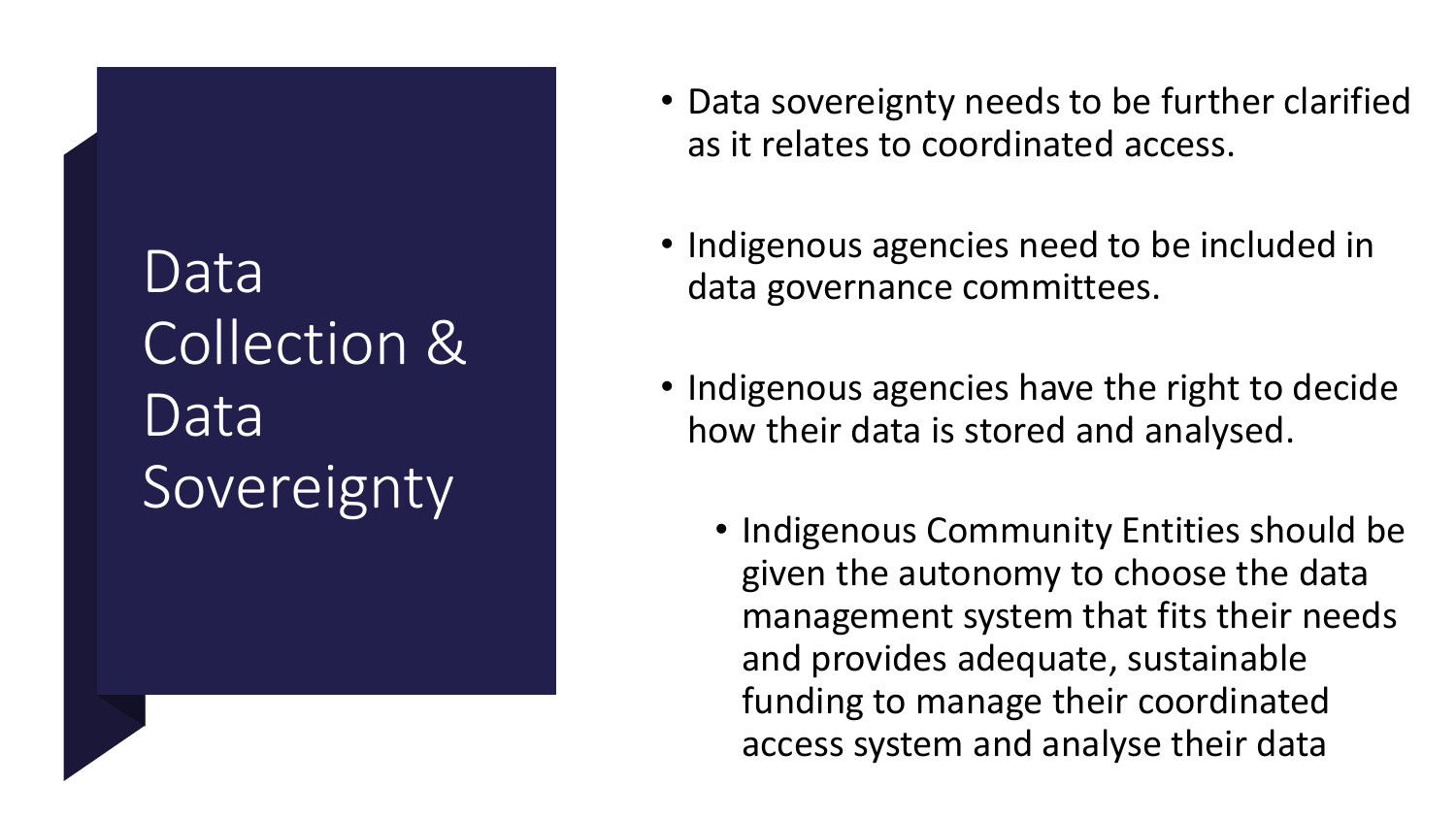# Data Collection & Data Sovereignty

- Data sovereignty needs to be further clarified as it relates to coordinated access.
- Indigenous agencies need to be included in data governance committees.
- Indigenous agencies have the right to decide how their data is stored and analysed.
  - Indigenous Community Entities should be given the autonomy to choose the data management system that fits their needs and provides adequate, sustainable funding to manage their coordinated access system and analyse their data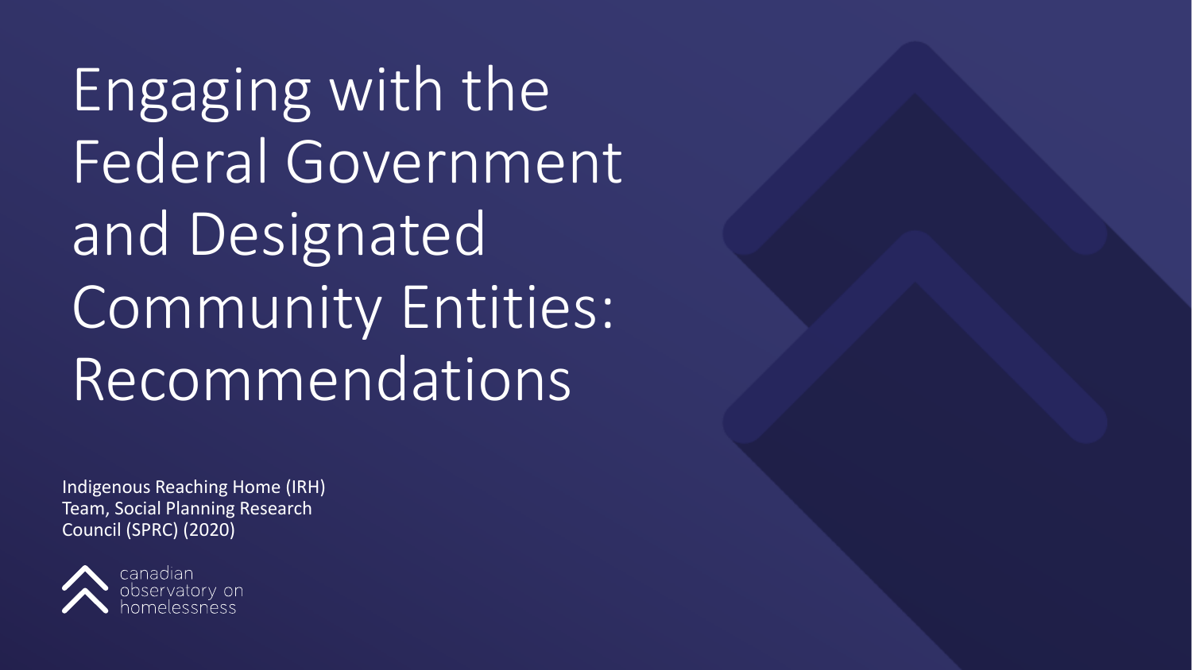# Engaging with the Federal Government and Designated Community Entities: Recommendations

Indigenous Reaching Home (IRH) Team, Social Planning Research Council (SPRC) (2020)

canadian observatory on homelessness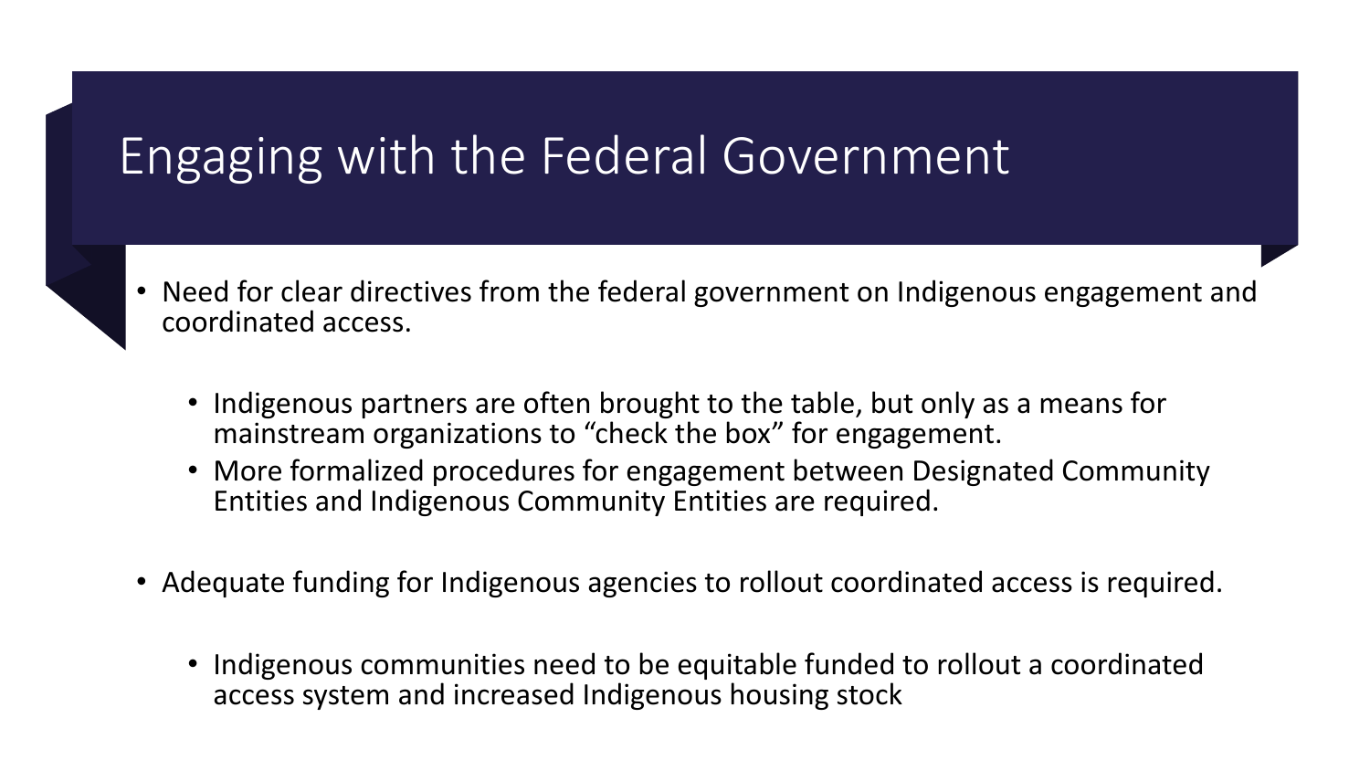# Engaging with the Federal Government

- Need for clear directives from the federal government on Indigenous engagement and coordinated access.
  - Indigenous partners are often brought to the table, but only as a means for mainstream organizations to "check the box" for engagement.
  - More formalized procedures for engagement between Designated Community Entities and Indigenous Community Entities are required.
- Adequate funding for Indigenous agencies to rollout coordinated access is required.
  - Indigenous communities need to be equitable funded to rollout a coordinated access system and increased Indigenous housing stock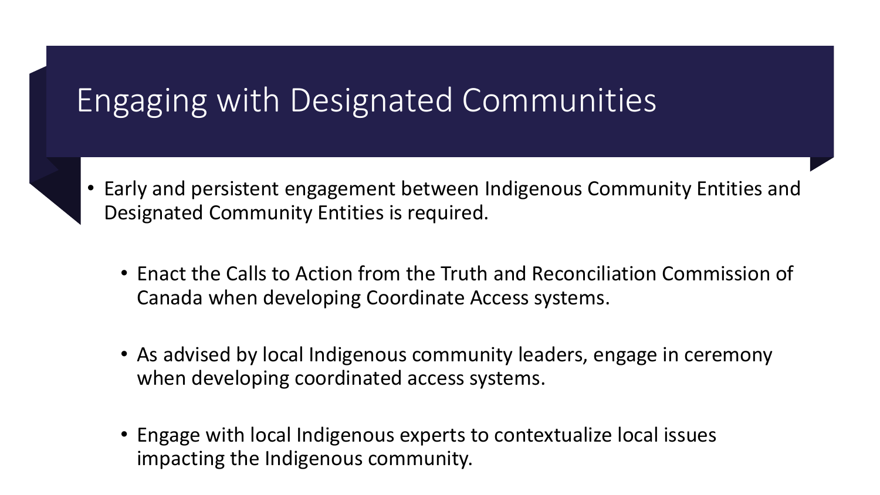# Engaging with Designated Communities

- Early and persistent engagement between Indigenous Community Entities and Designated Community Entities is required.
  - Enact the Calls to Action from the Truth and Reconciliation Commission of Canada when developing Coordinate Access systems.
  - As advised by local Indigenous community leaders, engage in ceremony when developing coordinated access systems.
  - Engage with local Indigenous experts to contextualize local issues impacting the Indigenous community.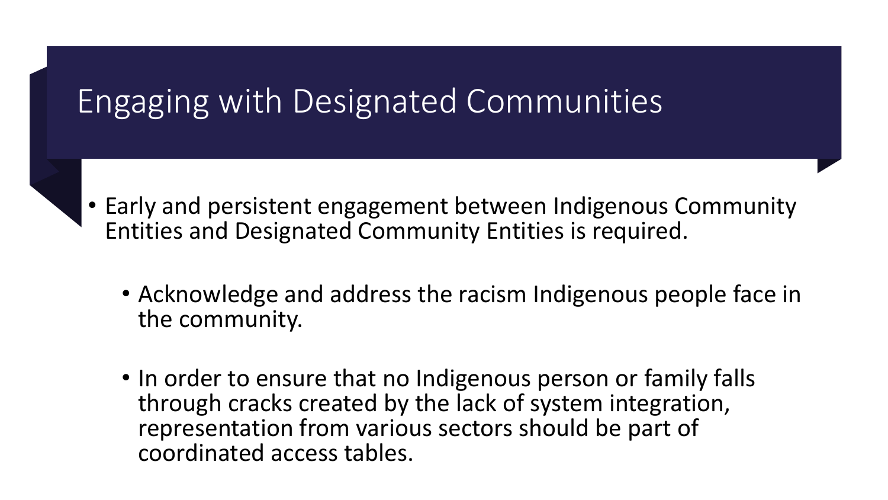# Engaging with Designated Communities

- Early and persistent engagement between Indigenous Community Entities and Designated Community Entities is required.
  - Acknowledge and address the racism Indigenous people face in the community.
  - In order to ensure that no Indigenous person or family falls through cracks created by the lack of system integration, representation from various sectors should be part of coordinated access tables.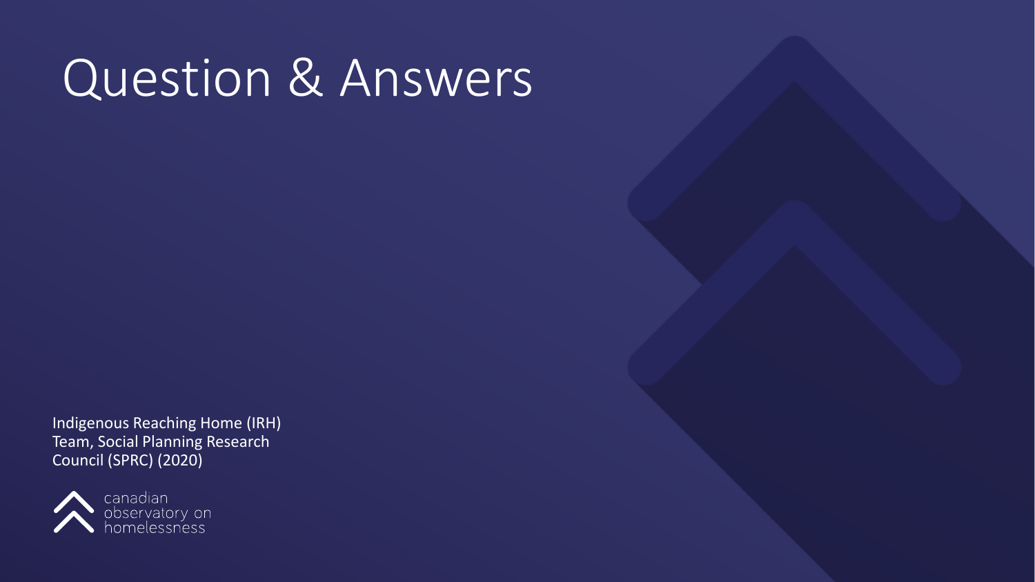# Question & Answers

Indigenous Reaching Home (IRH) Team, Social Planning Research Council (SPRC) (2020)

canadian observatory on homelessness